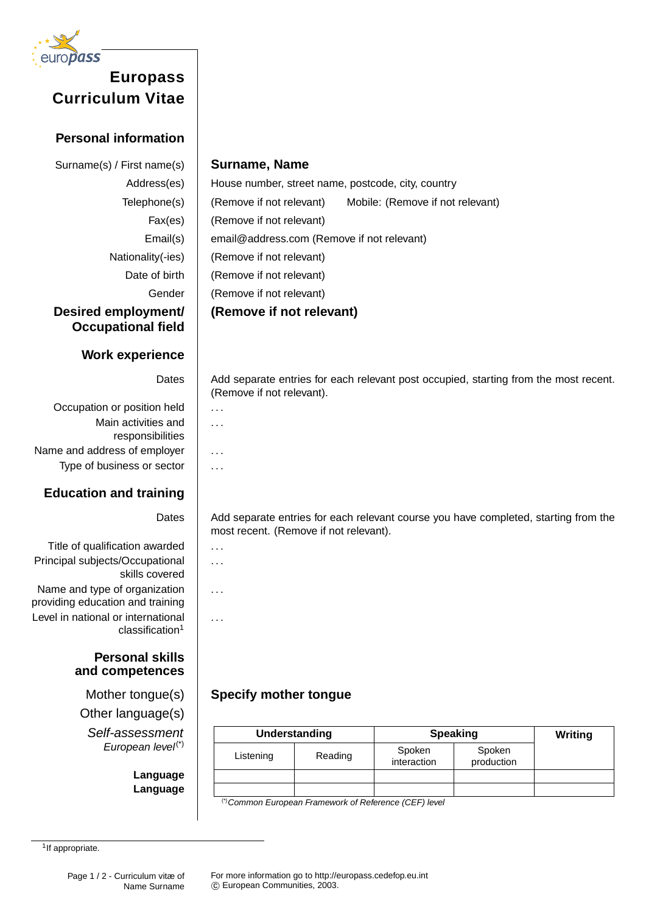# Europass Curriculum Vitae

## Personal information

Surname(s) / First name(s) **Surname, Name**

Address(es) House number, street name, postcode, city, country

Telephone(s) (Remove if not relevant) Mobile: (Remove if not relevant)

Fax(es) (Remove if not relevant)

Email(s) email@address.com (Remove if not relevant)

Nationality(-ies) (Remove if not relevant)

Date of birth (Remove if not relevant)

Gender (Remove if not relevant)

**Desired employment/ Occupational field** **(Remove if not relevant)**

## Work experience

Dates Add separate entries for each relevant post occupied, starting from the most recent. (Remove if not relevant).

Occupation or position held . . .

Main activities and responsibilities . . .

Name and address of employer . . .

Type of business or sector . . .

## Education and training

Dates Add separate entries for each relevant course you have completed, starting from the most recent. (Remove if not relevant).

Title of qualification awarded . . .

Principal subjects/Occupational skills covered . . .

Name and type of organization providing education and training . . .

Level in national or international classification[1] . . .

## Personal skills and competences

Mother tongue(s) **Specify mother tongue**

Other language(s)

*Self-assessment*

*European level*(*)

| | Understanding | | Speaking | | Writing |
|---|---|---|---|---|---|
| | Listening | Reading | Spoken interaction | Spoken production | |
| **Language** | | | | | |
| **Language** | | | | | |

(*) *Common European Framework of Reference (CEF) level*

[1] If appropriate.

For more information go to http://europass.cedefop.eu.int
© European Communities, 2003.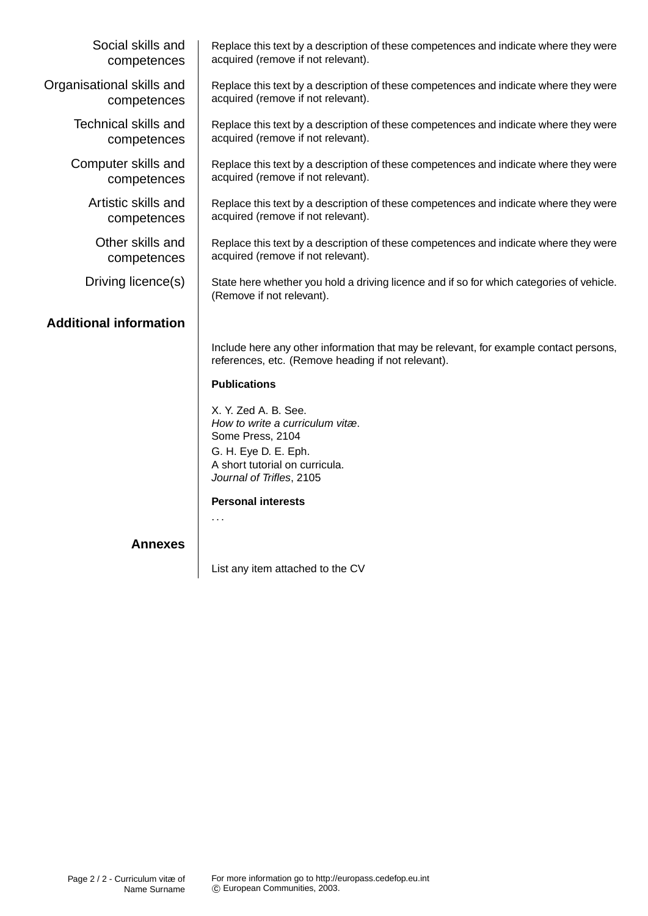**Social skills and competences**

Replace this text by a description of these competences and indicate where they were acquired (remove if not relevant).

**Organisational skills and competences**

Replace this text by a description of these competences and indicate where they were acquired (remove if not relevant).

**Technical skills and competences**

Replace this text by a description of these competences and indicate where they were acquired (remove if not relevant).

**Computer skills and competences**

Replace this text by a description of these competences and indicate where they were acquired (remove if not relevant).

**Artistic skills and competences**

Replace this text by a description of these competences and indicate where they were acquired (remove if not relevant).

**Other skills and competences**

Replace this text by a description of these competences and indicate where they were acquired (remove if not relevant).

**Driving licence(s)**

State here whether you hold a driving licence and if so for which categories of vehicle. (Remove if not relevant).

## Additional information

Include here any other information that may be relevant, for example contact persons, references, etc. (Remove heading if not relevant).

**Publications**

X. Y. Zed A. B. See.
*How to write a curriculum vitæ*.
Some Press, 2104

G. H. Eye D. E. Eph.
A short tutorial on curricula.
*Journal of Trifles*, 2105

**Personal interests**

. . .

## Annexes

List any item attached to the CV

For more information go to http://europass.cedefop.eu.int
© European Communities, 2003.